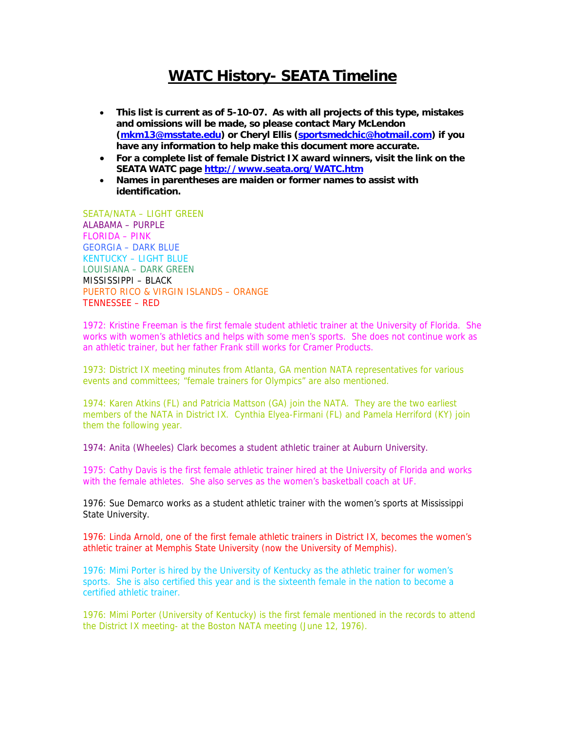# WATC History- SEATA Timeline

- **This list is current as of 5-10-07. As with all projects of this type, mistakes and omissions will be made, so please contact Mary McLendon ([mkm13@msstate.edu](mailto:mkm13@msstate.edu)) or Cheryl Ellis ([sportsmedchic@hotmail.com](mailto:sportsmedchic@hotmail.com)) if you have any information to help make this document more accurate.**
- **For a complete list of female District IX award winners, visit the link on the SEATA WATC page [http://www.seata.org/WATC.htm](http://www.seata.org/WATC.htm)**
- **Names in parentheses are maiden or former names to assist with identification.**

SEATA/NATA – LIGHT GREEN
ALABAMA – PURPLE
FLORIDA – PINK
GEORGIA – DARK BLUE
KENTUCKY – LIGHT BLUE
LOUISIANA – DARK GREEN
MISSISSIPPI – BLACK
PUERTO RICO & VIRGIN ISLANDS – ORANGE
TENNESSEE – RED

1972: Kristine Freeman is the first female student athletic trainer at the University of Florida. She works with women's athletics and helps with some men's sports. She does not continue work as an athletic trainer, but her father Frank still works for Cramer Products.

1973: District IX meeting minutes from Atlanta, GA mention NATA representatives for various events and committees; "female trainers for Olympics" are also mentioned.

1974: Karen Atkins (FL) and Patricia Mattson (GA) join the NATA. They are the two earliest members of the NATA in District IX. Cynthia Elyea-Firmani (FL) and Pamela Herriford (KY) join them the following year.

1974: Anita (Wheeles) Clark becomes a student athletic trainer at Auburn University.

1975: Cathy Davis is the first female athletic trainer hired at the University of Florida and works with the female athletes. She also serves as the women's basketball coach at UF.

1976: Sue Demarco works as a student athletic trainer with the women's sports at Mississippi State University.

1976: Linda Arnold, one of the first female athletic trainers in District IX, becomes the women's athletic trainer at Memphis State University (now the University of Memphis).

1976: Mimi Porter is hired by the University of Kentucky as the athletic trainer for women's sports. She is also certified this year and is the sixteenth female in the nation to become a certified athletic trainer.

1976: Mimi Porter (University of Kentucky) is the first female mentioned in the records to attend the District IX meeting- at the Boston NATA meeting (June 12, 1976).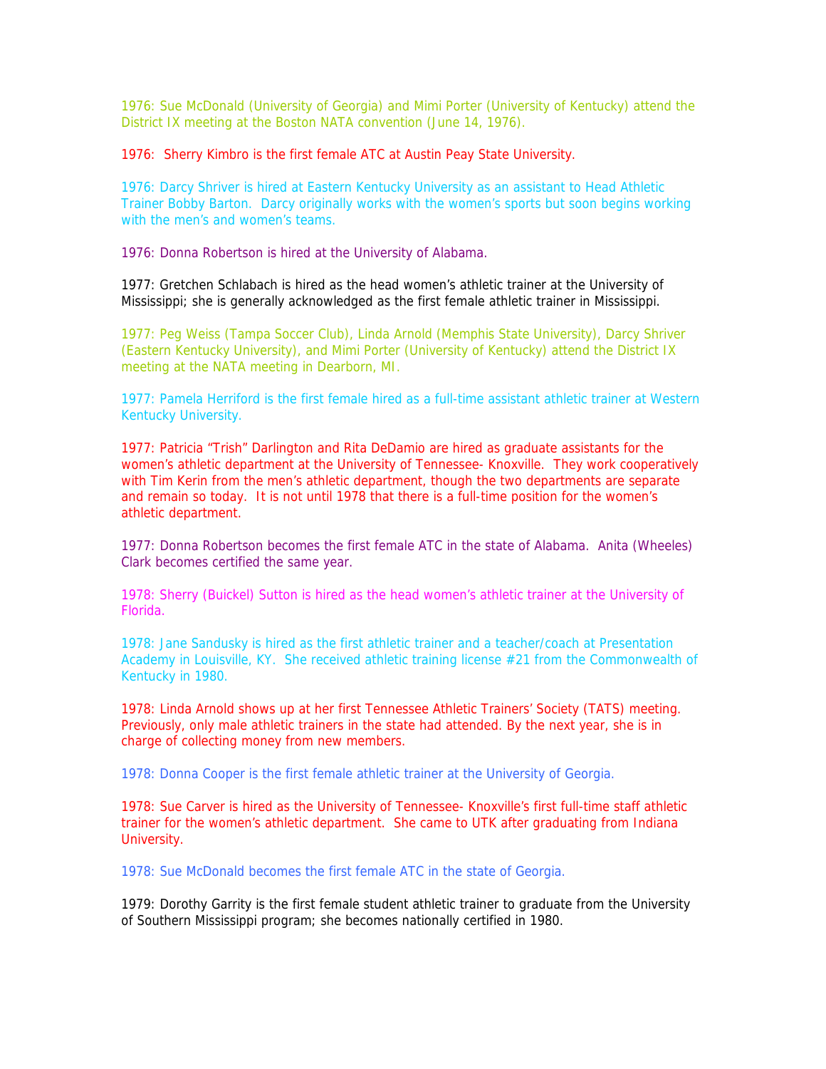1976: Sue McDonald (University of Georgia) and Mimi Porter (University of Kentucky) attend the District IX meeting at the Boston NATA convention (June 14, 1976).

1976: Sherry Kimbro is the first female ATC at Austin Peay State University.

1976: Darcy Shriver is hired at Eastern Kentucky University as an assistant to Head Athletic Trainer Bobby Barton. Darcy originally works with the women's sports but soon begins working with the men's and women's teams.

1976: Donna Robertson is hired at the University of Alabama.

1977: Gretchen Schlabach is hired as the head women's athletic trainer at the University of Mississippi; she is generally acknowledged as the first female athletic trainer in Mississippi.

1977: Peg Weiss (Tampa Soccer Club), Linda Arnold (Memphis State University), Darcy Shriver (Eastern Kentucky University), and Mimi Porter (University of Kentucky) attend the District IX meeting at the NATA meeting in Dearborn, MI.

1977: Pamela Herriford is the first female hired as a full-time assistant athletic trainer at Western Kentucky University.

1977: Patricia "Trish" Darlington and Rita DeDamio are hired as graduate assistants for the women's athletic department at the University of Tennessee- Knoxville. They work cooperatively with Tim Kerin from the men's athletic department, though the two departments are separate and remain so today. It is not until 1978 that there is a full-time position for the women's athletic department.

1977: Donna Robertson becomes the first female ATC in the state of Alabama. Anita (Wheeles) Clark becomes certified the same year.

1978: Sherry (Buickel) Sutton is hired as the head women's athletic trainer at the University of Florida.

1978: Jane Sandusky is hired as the first athletic trainer and a teacher/coach at Presentation Academy in Louisville, KY. She received athletic training license #21 from the Commonwealth of Kentucky in 1980.

1978: Linda Arnold shows up at her first Tennessee Athletic Trainers' Society (TATS) meeting. Previously, only male athletic trainers in the state had attended. By the next year, she is in charge of collecting money from new members.

1978: Donna Cooper is the first female athletic trainer at the University of Georgia.

1978: Sue Carver is hired as the University of Tennessee- Knoxville's first full-time staff athletic trainer for the women's athletic department. She came to UTK after graduating from Indiana University.

1978: Sue McDonald becomes the first female ATC in the state of Georgia.

1979: Dorothy Garrity is the first female student athletic trainer to graduate from the University of Southern Mississippi program; she becomes nationally certified in 1980.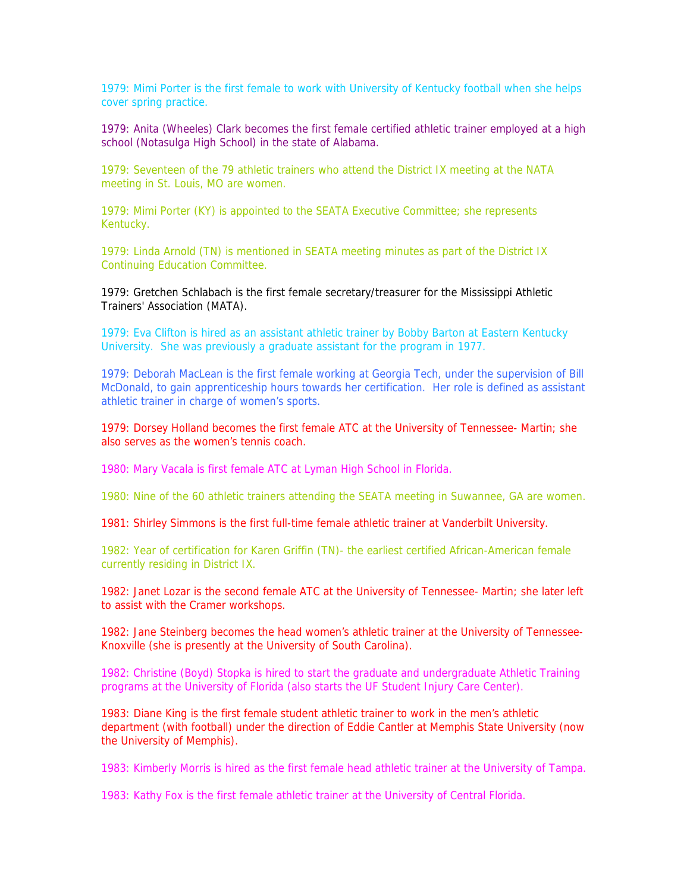1979: Mimi Porter is the first female to work with University of Kentucky football when she helps cover spring practice.

1979: Anita (Wheeles) Clark becomes the first female certified athletic trainer employed at a high school (Notasulga High School) in the state of Alabama.

1979: Seventeen of the 79 athletic trainers who attend the District IX meeting at the NATA meeting in St. Louis, MO are women.

1979: Mimi Porter (KY) is appointed to the SEATA Executive Committee; she represents Kentucky.

1979: Linda Arnold (TN) is mentioned in SEATA meeting minutes as part of the District IX Continuing Education Committee.

1979: Gretchen Schlabach is the first female secretary/treasurer for the Mississippi Athletic Trainers' Association (MATA).

1979: Eva Clifton is hired as an assistant athletic trainer by Bobby Barton at Eastern Kentucky University. She was previously a graduate assistant for the program in 1977.

1979: Deborah MacLean is the first female working at Georgia Tech, under the supervision of Bill McDonald, to gain apprenticeship hours towards her certification. Her role is defined as assistant athletic trainer in charge of women's sports.

1979: Dorsey Holland becomes the first female ATC at the University of Tennessee- Martin; she also serves as the women's tennis coach.

1980: Mary Vacala is first female ATC at Lyman High School in Florida.

1980: Nine of the 60 athletic trainers attending the SEATA meeting in Suwannee, GA are women.

1981: Shirley Simmons is the first full-time female athletic trainer at Vanderbilt University.

1982: Year of certification for Karen Griffin (TN)- the earliest certified African-American female currently residing in District IX.

1982: Janet Lozar is the second female ATC at the University of Tennessee- Martin; she later left to assist with the Cramer workshops.

1982: Jane Steinberg becomes the head women's athletic trainer at the University of Tennessee-Knoxville (she is presently at the University of South Carolina).

1982: Christine (Boyd) Stopka is hired to start the graduate and undergraduate Athletic Training programs at the University of Florida (also starts the UF Student Injury Care Center).

1983: Diane King is the first female student athletic trainer to work in the men's athletic department (with football) under the direction of Eddie Cantler at Memphis State University (now the University of Memphis).

1983: Kimberly Morris is hired as the first female head athletic trainer at the University of Tampa.

1983: Kathy Fox is the first female athletic trainer at the University of Central Florida.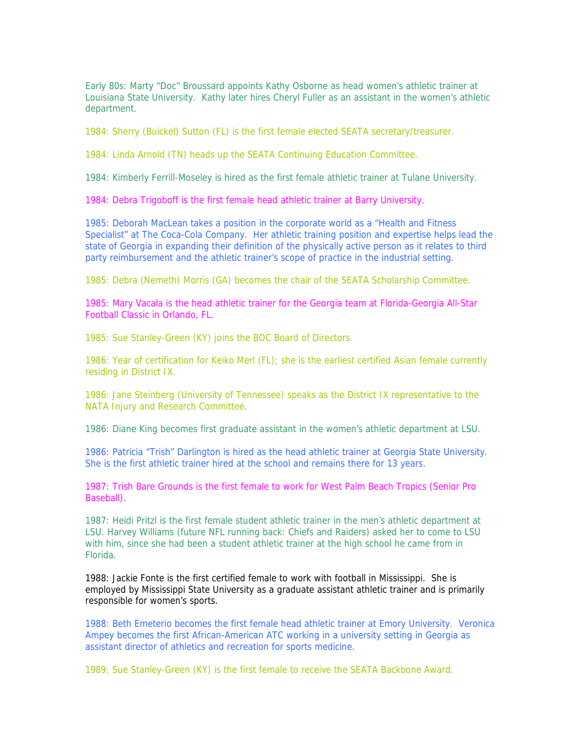Early 80s: Marty "Doc" Broussard appoints Kathy Osborne as head women's athletic trainer at Louisiana State University. Kathy later hires Cheryl Fuller as an assistant in the women's athletic department.

1984: Sherry (Buickel) Sutton (FL) is the first female elected SEATA secretary/treasurer.

1984: Linda Arnold (TN) heads up the SEATA Continuing Education Committee.

1984: Kimberly Ferrill-Moseley is hired as the first female athletic trainer at Tulane University.

1984: Debra Trigoboff is the first female head athletic trainer at Barry University.

1985: Deborah MacLean takes a position in the corporate world as a "Health and Fitness Specialist" at The Coca-Cola Company. Her athletic training position and expertise helps lead the state of Georgia in expanding their definition of the physically active person as it relates to third party reimbursement and the athletic trainer's scope of practice in the industrial setting.

1985: Debra (Nemeth) Morris (GA) becomes the chair of the SEATA Scholarship Committee.

1985: Mary Vacala is the head athletic trainer for the Georgia team at Florida-Georgia All-Star Football Classic in Orlando, FL.

1985: Sue Stanley-Green (KY) joins the BOC Board of Directors.

1986: Year of certification for Keiko Merl (FL); she is the earliest certified Asian female currently residing in District IX.

1986: Jane Steinberg (University of Tennessee) speaks as the District IX representative to the NATA Injury and Research Committee.

1986: Diane King becomes first graduate assistant in the women's athletic department at LSU.

1986: Patricia "Trish" Darlington is hired as the head athletic trainer at Georgia State University. She is the first athletic trainer hired at the school and remains there for 13 years.

1987: Trish Bare Grounds is the first female to work for West Palm Beach Tropics (Senior Pro Baseball).

1987: Heidi Pritzl is the first female student athletic trainer in the men's athletic department at LSU. Harvey Williams (future NFL running back: Chiefs and Raiders) asked her to come to LSU with him, since she had been a student athletic trainer at the high school he came from in Florida.

1988: Jackie Fonte is the first certified female to work with football in Mississippi. She is employed by Mississippi State University as a graduate assistant athletic trainer and is primarily responsible for women's sports.

1988: Beth Emeterio becomes the first female head athletic trainer at Emory University. Veronica Ampey becomes the first African-American ATC working in a university setting in Georgia as assistant director of athletics and recreation for sports medicine.

1989: Sue Stanley-Green (KY) is the first female to receive the SEATA Backbone Award.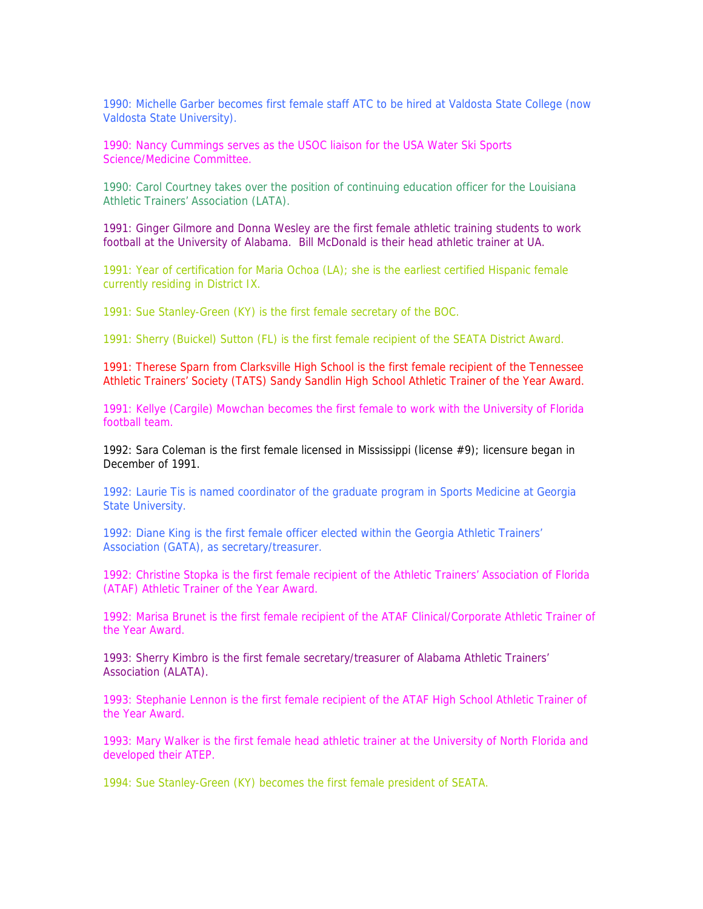1990: Michelle Garber becomes first female staff ATC to be hired at Valdosta State College (now Valdosta State University).

1990: Nancy Cummings serves as the USOC liaison for the USA Water Ski Sports Science/Medicine Committee.

1990: Carol Courtney takes over the position of continuing education officer for the Louisiana Athletic Trainers' Association (LATA).

1991: Ginger Gilmore and Donna Wesley are the first female athletic training students to work football at the University of Alabama. Bill McDonald is their head athletic trainer at UA.

1991: Year of certification for Maria Ochoa (LA); she is the earliest certified Hispanic female currently residing in District IX.

1991: Sue Stanley-Green (KY) is the first female secretary of the BOC.

1991: Sherry (Buickel) Sutton (FL) is the first female recipient of the SEATA District Award.

1991: Therese Sparn from Clarksville High School is the first female recipient of the Tennessee Athletic Trainers' Society (TATS) Sandy Sandlin High School Athletic Trainer of the Year Award.

1991: Kellye (Cargile) Mowchan becomes the first female to work with the University of Florida football team.

1992: Sara Coleman is the first female licensed in Mississippi (license #9); licensure began in December of 1991.

1992: Laurie Tis is named coordinator of the graduate program in Sports Medicine at Georgia State University.

1992: Diane King is the first female officer elected within the Georgia Athletic Trainers' Association (GATA), as secretary/treasurer.

1992: Christine Stopka is the first female recipient of the Athletic Trainers' Association of Florida (ATAF) Athletic Trainer of the Year Award.

1992: Marisa Brunet is the first female recipient of the ATAF Clinical/Corporate Athletic Trainer of the Year Award.

1993: Sherry Kimbro is the first female secretary/treasurer of Alabama Athletic Trainers' Association (ALATA).

1993: Stephanie Lennon is the first female recipient of the ATAF High School Athletic Trainer of the Year Award.

1993: Mary Walker is the first female head athletic trainer at the University of North Florida and developed their ATEP.

1994: Sue Stanley-Green (KY) becomes the first female president of SEATA.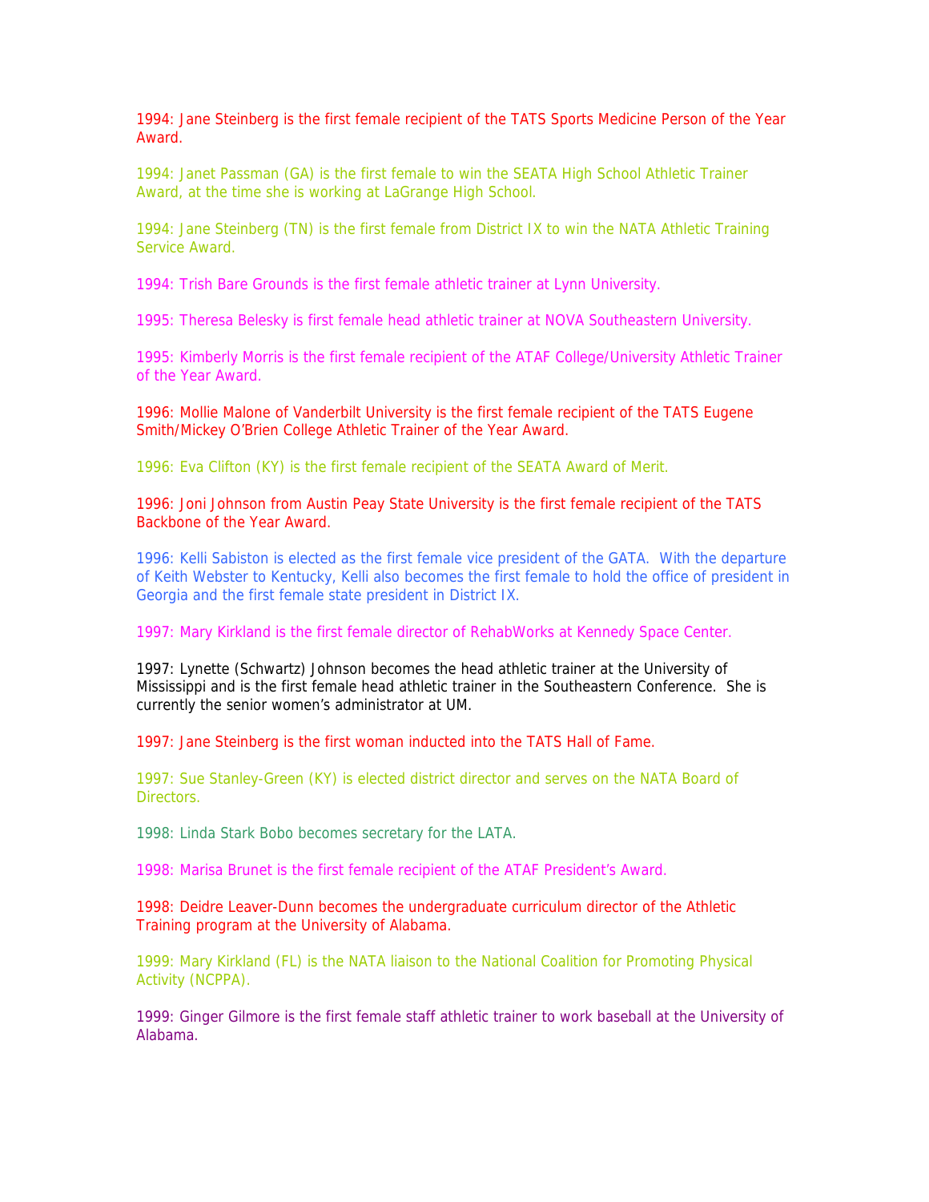1994: Jane Steinberg is the first female recipient of the TATS Sports Medicine Person of the Year Award.

1994: Janet Passman (GA) is the first female to win the SEATA High School Athletic Trainer Award, at the time she is working at LaGrange High School.

1994: Jane Steinberg (TN) is the first female from District IX to win the NATA Athletic Training Service Award.

1994: Trish Bare Grounds is the first female athletic trainer at Lynn University.

1995: Theresa Belesky is first female head athletic trainer at NOVA Southeastern University.

1995: Kimberly Morris is the first female recipient of the ATAF College/University Athletic Trainer of the Year Award.

1996: Mollie Malone of Vanderbilt University is the first female recipient of the TATS Eugene Smith/Mickey O'Brien College Athletic Trainer of the Year Award.

1996: Eva Clifton (KY) is the first female recipient of the SEATA Award of Merit.

1996: Joni Johnson from Austin Peay State University is the first female recipient of the TATS Backbone of the Year Award.

1996: Kelli Sabiston is elected as the first female vice president of the GATA. With the departure of Keith Webster to Kentucky, Kelli also becomes the first female to hold the office of president in Georgia and the first female state president in District IX.

1997: Mary Kirkland is the first female director of RehabWorks at Kennedy Space Center.

1997: Lynette (Schwartz) Johnson becomes the head athletic trainer at the University of Mississippi and is the first female head athletic trainer in the Southeastern Conference. She is currently the senior women's administrator at UM.

1997: Jane Steinberg is the first woman inducted into the TATS Hall of Fame.

1997: Sue Stanley-Green (KY) is elected district director and serves on the NATA Board of Directors.

1998: Linda Stark Bobo becomes secretary for the LATA.

1998: Marisa Brunet is the first female recipient of the ATAF President's Award.

1998: Deidre Leaver-Dunn becomes the undergraduate curriculum director of the Athletic Training program at the University of Alabama.

1999: Mary Kirkland (FL) is the NATA liaison to the National Coalition for Promoting Physical Activity (NCPPA).

1999: Ginger Gilmore is the first female staff athletic trainer to work baseball at the University of Alabama.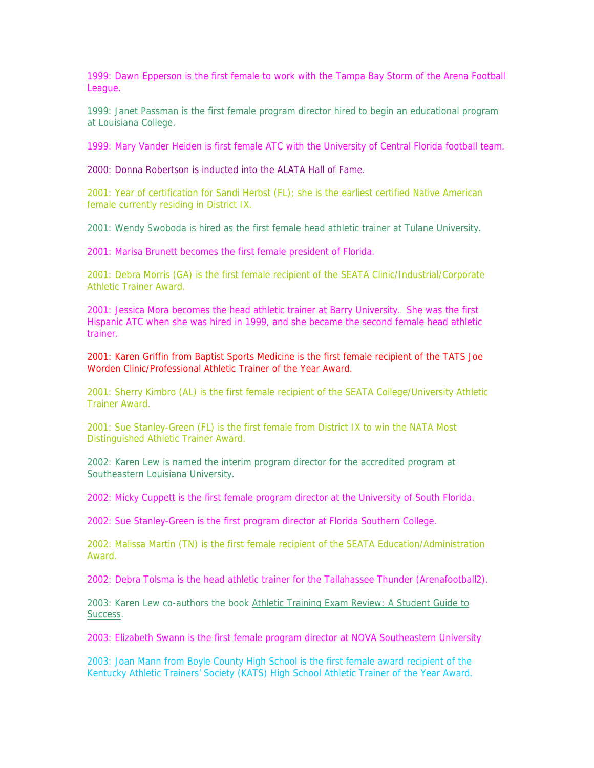1999: Dawn Epperson is the first female to work with the Tampa Bay Storm of the Arena Football League.

1999: Janet Passman is the first female program director hired to begin an educational program at Louisiana College.

1999: Mary Vander Heiden is first female ATC with the University of Central Florida football team.

2000: Donna Robertson is inducted into the ALATA Hall of Fame.

2001: Year of certification for Sandi Herbst (FL); she is the earliest certified Native American female currently residing in District IX.

2001: Wendy Swoboda is hired as the first female head athletic trainer at Tulane University.

2001: Marisa Brunett becomes the first female president of Florida.

2001: Debra Morris (GA) is the first female recipient of the SEATA Clinic/Industrial/Corporate Athletic Trainer Award.

2001: Jessica Mora becomes the head athletic trainer at Barry University. She was the first Hispanic ATC when she was hired in 1999, and she became the second female head athletic trainer.

2001: Karen Griffin from Baptist Sports Medicine is the first female recipient of the TATS Joe Worden Clinic/Professional Athletic Trainer of the Year Award.

2001: Sherry Kimbro (AL) is the first female recipient of the SEATA College/University Athletic Trainer Award.

2001: Sue Stanley-Green (FL) is the first female from District IX to win the NATA Most Distinguished Athletic Trainer Award.

2002: Karen Lew is named the interim program director for the accredited program at Southeastern Louisiana University.

2002: Micky Cuppett is the first female program director at the University of South Florida.

2002: Sue Stanley-Green is the first program director at Florida Southern College.

2002: Malissa Martin (TN) is the first female recipient of the SEATA Education/Administration Award.

2002: Debra Tolsma is the head athletic trainer for the Tallahassee Thunder (Arenafootball2).

2003: Karen Lew co-authors the book Athletic Training Exam Review: A Student Guide to Success.

2003: Elizabeth Swann is the first female program director at NOVA Southeastern University

2003: Joan Mann from Boyle County High School is the first female award recipient of the Kentucky Athletic Trainers' Society (KATS) High School Athletic Trainer of the Year Award.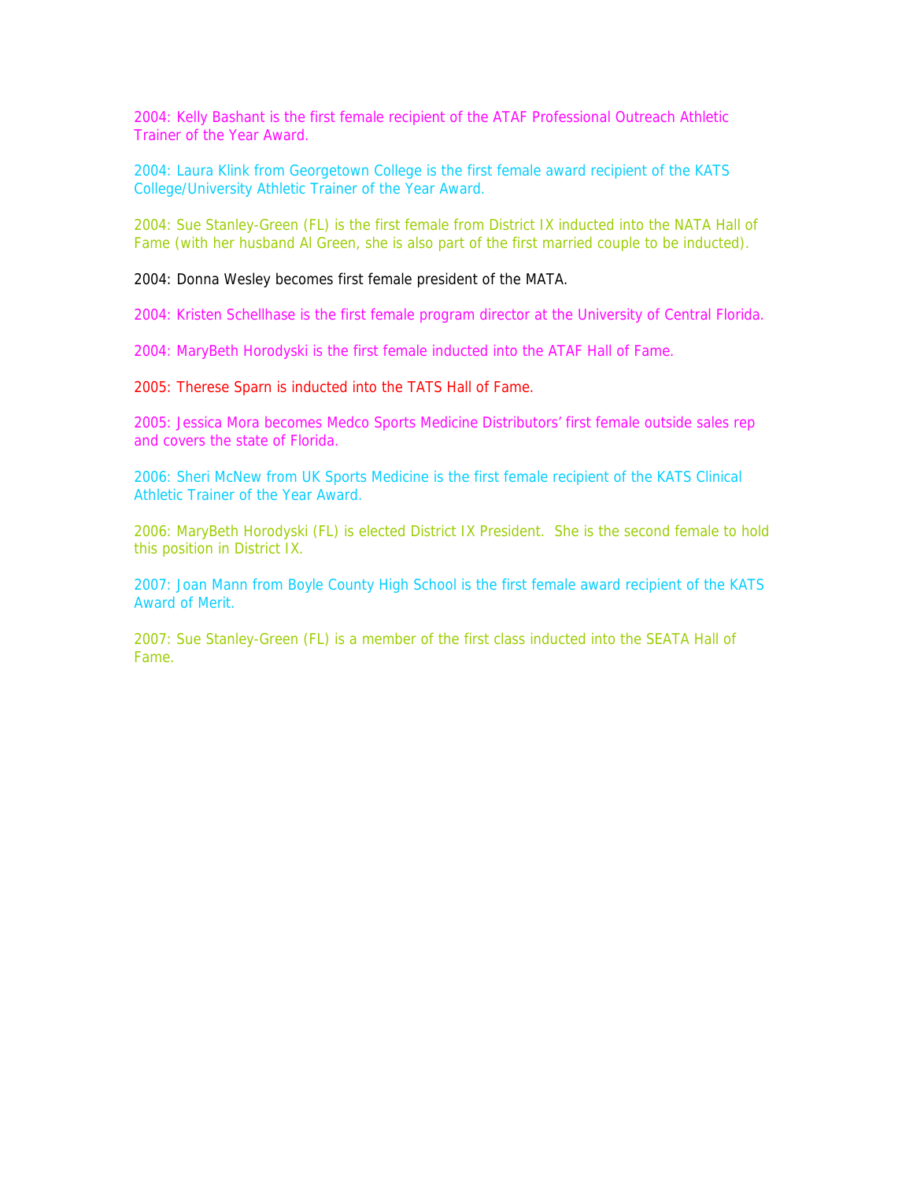2004: Kelly Bashant is the first female recipient of the ATAF Professional Outreach Athletic Trainer of the Year Award.

2004: Laura Klink from Georgetown College is the first female award recipient of the KATS College/University Athletic Trainer of the Year Award.

2004: Sue Stanley-Green (FL) is the first female from District IX inducted into the NATA Hall of Fame (with her husband Al Green, she is also part of the first married couple to be inducted).

2004: Donna Wesley becomes first female president of the MATA.

2004: Kristen Schellhase is the first female program director at the University of Central Florida.

2004: MaryBeth Horodyski is the first female inducted into the ATAF Hall of Fame.

2005: Therese Sparn is inducted into the TATS Hall of Fame.

2005: Jessica Mora becomes Medco Sports Medicine Distributors' first female outside sales rep and covers the state of Florida.

2006: Sheri McNew from UK Sports Medicine is the first female recipient of the KATS Clinical Athletic Trainer of the Year Award.

2006: MaryBeth Horodyski (FL) is elected District IX President. She is the second female to hold this position in District IX.

2007: Joan Mann from Boyle County High School is the first female award recipient of the KATS Award of Merit.

2007: Sue Stanley-Green (FL) is a member of the first class inducted into the SEATA Hall of Fame.